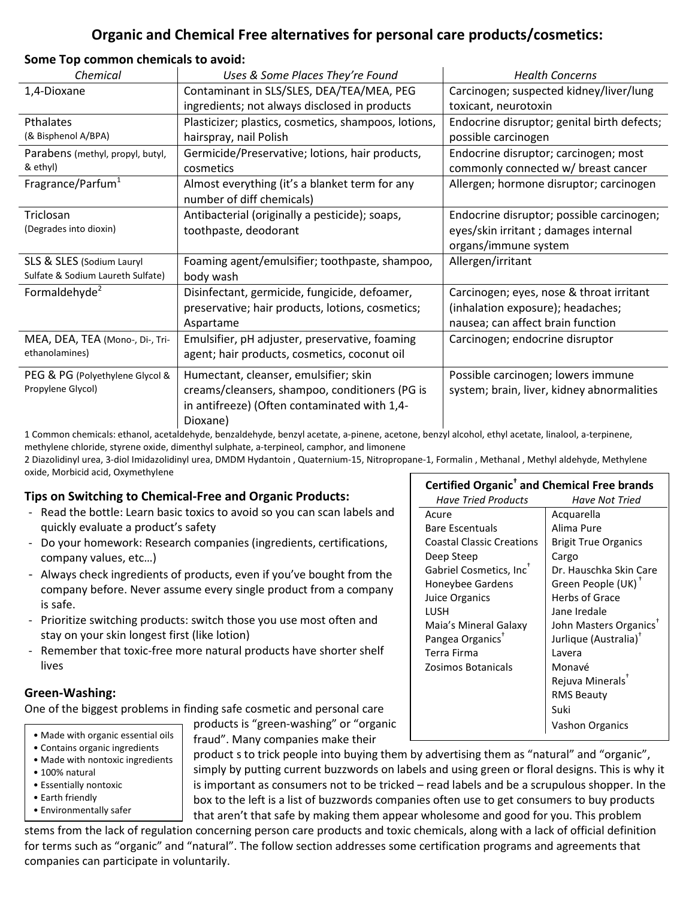# Organic and Chemical Free alternatives for personal care products/cosmetics:

**Some Top common chemicals to avoid:**

| *Chemical* | *Uses & Some Places They're Found* | *Health Concerns* |
|---|---|---|
| 1,4-Dioxane | Contaminant in SLS/SLES, DEA/TEA/MEA, PEG ingredients; not always disclosed in products | Carcinogen; suspected kidney/liver/lung toxicant, neurotoxin |
| Pthalates (& Bisphenol A/BPA) | Plasticizer; plastics, cosmetics, shampoos, lotions, hairspray, nail Polish | Endocrine disruptor; genital birth defects; possible carcinogen |
| Parabens (methyl, propyl, butyl, & ethyl) | Germicide/Preservative; lotions, hair products, cosmetics | Endocrine disruptor; carcinogen; most commonly connected w/ breast cancer |
| Fragrance/Parfum[1] | Almost everything (it's a blanket term for any number of diff chemicals) | Allergen; hormone disruptor; carcinogen |
| Triclosan (Degrades into dioxin) | Antibacterial (originally a pesticide); soaps, toothpaste, deodorant | Endocrine disruptor; possible carcinogen; eyes/skin irritant ; damages internal organs/immune system |
| SLS & SLES (Sodium Lauryl Sulfate & Sodium Laureth Sulfate) | Foaming agent/emulsifier; toothpaste, shampoo, body wash | Allergen/irritant |
| Formaldehyde[2] | Disinfectant, germicide, fungicide, defoamer, preservative; hair products, lotions, cosmetics; Aspartame | Carcinogen; eyes, nose & throat irritant (inhalation exposure); headaches; nausea; can affect brain function |
| MEA, DEA, TEA (Mono-, Di-, Tri-ethanolamines) | Emulsifier, pH adjuster, preservative, foaming agent; hair products, cosmetics, coconut oil | Carcinogen; endocrine disruptor |
| PEG & PG (Polyethylene Glycol & Propylene Glycol) | Humectant, cleanser, emulsifier; skin creams/cleansers, shampoo, conditioners (PG is in antifreeze) (Often contaminated with 1,4-Dioxane) | Possible carcinogen; lowers immune system; brain, liver, kidney abnormalities |

1 Common chemicals: ethanol, acetaldehyde, benzaldehyde, benzyl acetate, a-pinene, acetone, benzyl alcohol, ethyl acetate, linalool, a-terpinene, methylene chloride, styrene oxide, dimenthyl sulphate, a-terpineol, camphor, and limonene

2 Diazolidinyl urea, 3-diol Imidazolidinyl urea, DMDM Hydantoin , Quaternium-15, Nitropropane-1, Formalin , Methanal , Methyl aldehyde, Methylene oxide, Morbicid acid, Oxymethylene

## Tips on Switching to Chemical-Free and Organic Products:

- Read the bottle: Learn basic toxics to avoid so you can scan labels and quickly evaluate a product's safety
- Do your homework: Research companies (ingredients, certifications, company values, etc…)
- Always check ingredients of products, even if you've bought from the company before. Never assume every single product from a company is safe.
- Prioritize switching products: switch those you use most often and stay on your skin longest first (like lotion)
- Remember that toxic-free more natural products have shorter shelf lives

**Certified Organic† and Chemical Free brands**

| *Have Tried Products* | *Have Not Tried* |
|---|---|
| Acure | Acquarella |
| Bare Escentuals | Alima Pure |
| Coastal Classic Creations | Brigit True Organics |
| Deep Steep | Cargo |
| Gabriel Cosmetics, Inc† | Dr. Hauschka Skin Care |
| Honeybee Gardens | Green People (UK)† |
| Juice Organics | Herbs of Grace |
| LUSH | Jane Iredale |
| Maia's Mineral Galaxy | John Masters Organics† |
| Pangea Organics† | Jurlique (Australia)† |
| Terra Firma | Lavera |
| Zosimos Botanicals | Monavé |
| | Rejuva Minerals† |
| | RMS Beauty |
| | Suki |
| | Vashon Organics |

## Green-Washing:

One of the biggest problems in finding safe cosmetic and personal care products is "green-washing" or "organic fraud". Many companies make their product s to trick people into buying them by advertising them as "natural" and "organic", simply by putting current buzzwords on labels and using green or floral designs. This is why it is important as consumers not to be tricked – read labels and be a scrupulous shopper. In the box to the left is a list of buzzwords companies often use to get consumers to buy products that aren't that safe by making them appear wholesome and good for you. This problem stems from the lack of regulation concerning person care products and toxic chemicals, along with a lack of official definition for terms such as "organic" and "natural". The follow section addresses some certification programs and agreements that companies can participate in voluntarily.

- Made with organic essential oils
- Contains organic ingredients
- Made with nontoxic ingredients
- 100% natural
- Essentially nontoxic
- Earth friendly
- Environmentally safer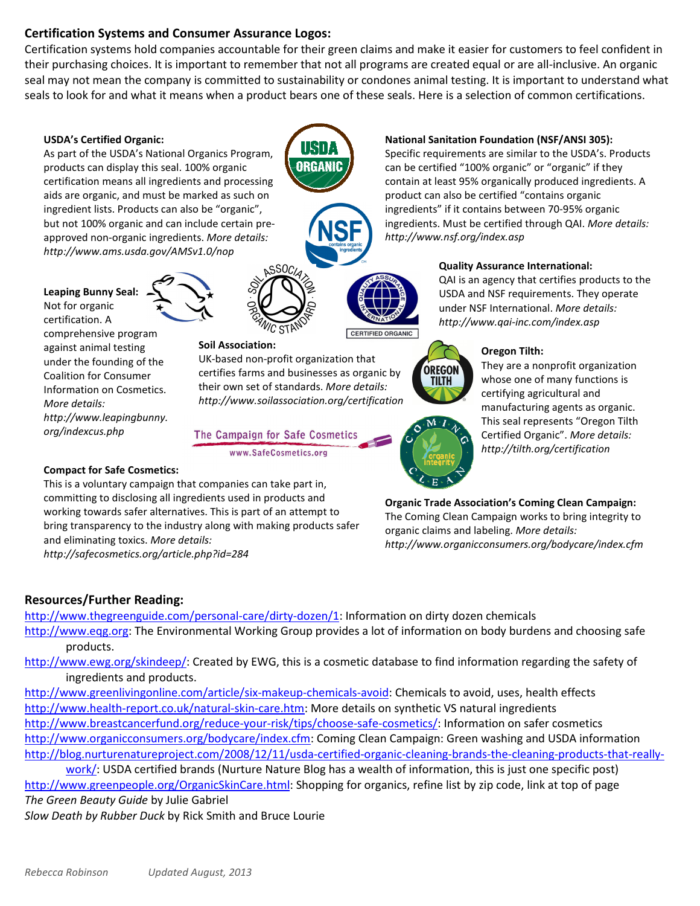## Certification Systems and Consumer Assurance Logos:

Certification systems hold companies accountable for their green claims and make it easier for customers to feel confident in their purchasing choices. It is important to remember that not all programs are created equal or are all-inclusive. An organic seal may not mean the company is committed to sustainability or condones animal testing. It is important to understand what seals to look for and what it means when a product bears one of these seals. Here is a selection of common certifications.

**USDA's Certified Organic:**
As part of the USDA's National Organics Program, products can display this seal. 100% organic certification means all ingredients and processing aids are organic, and must be marked as such on ingredient lists. Products can also be "organic", but not 100% organic and can include certain pre-approved non-organic ingredients. *More details: http://www.ams.usda.gov/AMSv1.0/nop*

**National Sanitation Foundation (NSF/ANSI 305):**
Specific requirements are similar to the USDA's. Products can be certified "100% organic" or "organic" if they contain at least 95% organically produced ingredients. A product can also be certified "contains organic ingredients" if it contains between 70-95% organic ingredients. Must be certified through QAI. *More details: http://www.nsf.org/index.asp*

**Quality Assurance International:**
QAI is an agency that certifies products to the USDA and NSF requirements. They operate under NSF International. *More details: http://www.qai-inc.com/index.asp*

**Leaping Bunny Seal:**
Not for organic certification. A comprehensive program against animal testing under the founding of the Coalition for Consumer Information on Cosmetics. *More details: http://www.leapingbunny.org/indexcus.php*

**Soil Association:**
UK-based non-profit organization that certifies farms and businesses as organic by their own set of standards. *More details: http://www.soilassociation.org/certification*

**Oregon Tilth:**
They are a nonprofit organization whose one of many functions is certifying agricultural and manufacturing agents as organic. This seal represents "Oregon Tilth Certified Organic". *More details: http://tilth.org/certification*

**Compact for Safe Cosmetics:**
This is a voluntary campaign that companies can take part in, committing to disclosing all ingredients used in products and working towards safer alternatives. This is part of an attempt to bring transparency to the industry along with making products safer and eliminating toxics. *More details: http://safecosmetics.org/article.php?id=284*

**Organic Trade Association's Coming Clean Campaign:**
The Coming Clean Campaign works to bring integrity to organic claims and labeling. *More details: http://www.organicconsumers.org/bodycare/index.cfm*

## Resources/Further Reading:

http://www.thegreenguide.com/personal-care/dirty-dozen/1: Information on dirty dozen chemicals
http://www.eqg.org: The Environmental Working Group provides a lot of information on body burdens and choosing safe products.
http://www.ewg.org/skindeep/: Created by EWG, this is a cosmetic database to find information regarding the safety of ingredients and products.
http://www.greenlivingonline.com/article/six-makeup-chemicals-avoid: Chemicals to avoid, uses, health effects
http://www.health-report.co.uk/natural-skin-care.htm: More details on synthetic VS natural ingredients
http://www.breastcancerfund.org/reduce-your-risk/tips/choose-safe-cosmetics/: Information on safer cosmetics
http://www.organicconsumers.org/bodycare/index.cfm: Coming Clean Campaign: Green washing and USDA information
http://blog.nurturenatureproject.com/2008/12/11/usda-certified-organic-cleaning-brands-the-cleaning-products-that-really-work/: USDA certified brands (Nurture Nature Blog has a wealth of information, this is just one specific post)
http://www.greenpeople.org/OrganicSkinCare.html: Shopping for organics, refine list by zip code, link at top of page
*The Green Beauty Guide* by Julie Gabriel
*Slow Death by Rubber Duck* by Rick Smith and Bruce Lourie

*Rebecca Robinson Updated August, 2013*